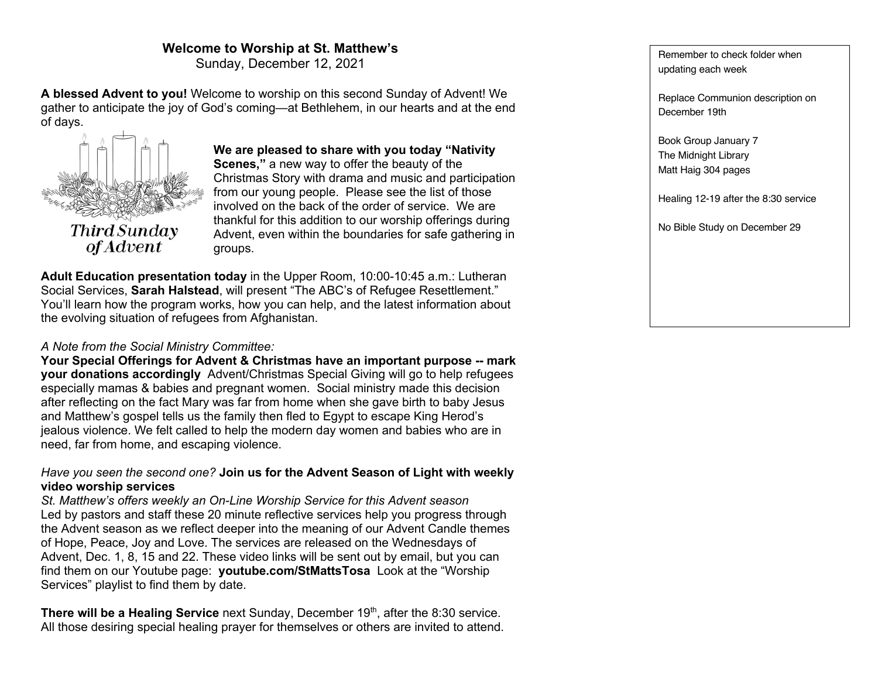**Welcome to Worship at St. Matthew's**
Sunday, December 12, 2021

**A blessed Advent to you!** Welcome to worship on this second Sunday of Advent! We gather to anticipate the joy of God's coming—at Bethlehem, in our hearts and at the end of days.

Third Sunday of Advent

**We are pleased to share with you today "Nativity Scenes,"** a new way to offer the beauty of the Christmas Story with drama and music and participation from our young people. Please see the list of those involved on the back of the order of service. We are thankful for this addition to our worship offerings during Advent, even within the boundaries for safe gathering in groups.

**Adult Education presentation today** in the Upper Room, 10:00-10:45 a.m.: Lutheran Social Services, **Sarah Halstead**, will present "The ABC's of Refugee Resettlement." You'll learn how the program works, how you can help, and the latest information about the evolving situation of refugees from Afghanistan.

*A Note from the Social Ministry Committee:*
**Your Special Offerings for Advent & Christmas have an important purpose -- mark your donations accordingly** Advent/Christmas Special Giving will go to help refugees especially mamas & babies and pregnant women. Social ministry made this decision after reflecting on the fact Mary was far from home when she gave birth to baby Jesus and Matthew's gospel tells us the family then fled to Egypt to escape King Herod's jealous violence. We felt called to help the modern day women and babies who are in need, far from home, and escaping violence.

*Have you seen the second one?* **Join us for the Advent Season of Light with weekly video worship services**
*St. Matthew's offers weekly an On-Line Worship Service for this Advent season*
Led by pastors and staff these 20 minute reflective services help you progress through the Advent season as we reflect deeper into the meaning of our Advent Candle themes of Hope, Peace, Joy and Love. The services are released on the Wednesdays of Advent, Dec. 1, 8, 15 and 22. These video links will be sent out by email, but you can find them on our Youtube page: **youtube.com/StMattsTosa** Look at the "Worship Services" playlist to find them by date.

**There will be a Healing Service** next Sunday, December 19th, after the 8:30 service. All those desiring special healing prayer for themselves or others are invited to attend.

Remember to check folder when updating each week

Replace Communion description on December 19th

Book Group January 7
The Midnight Library
Matt Haig 304 pages

Healing 12-19 after the 8:30 service

No Bible Study on December 29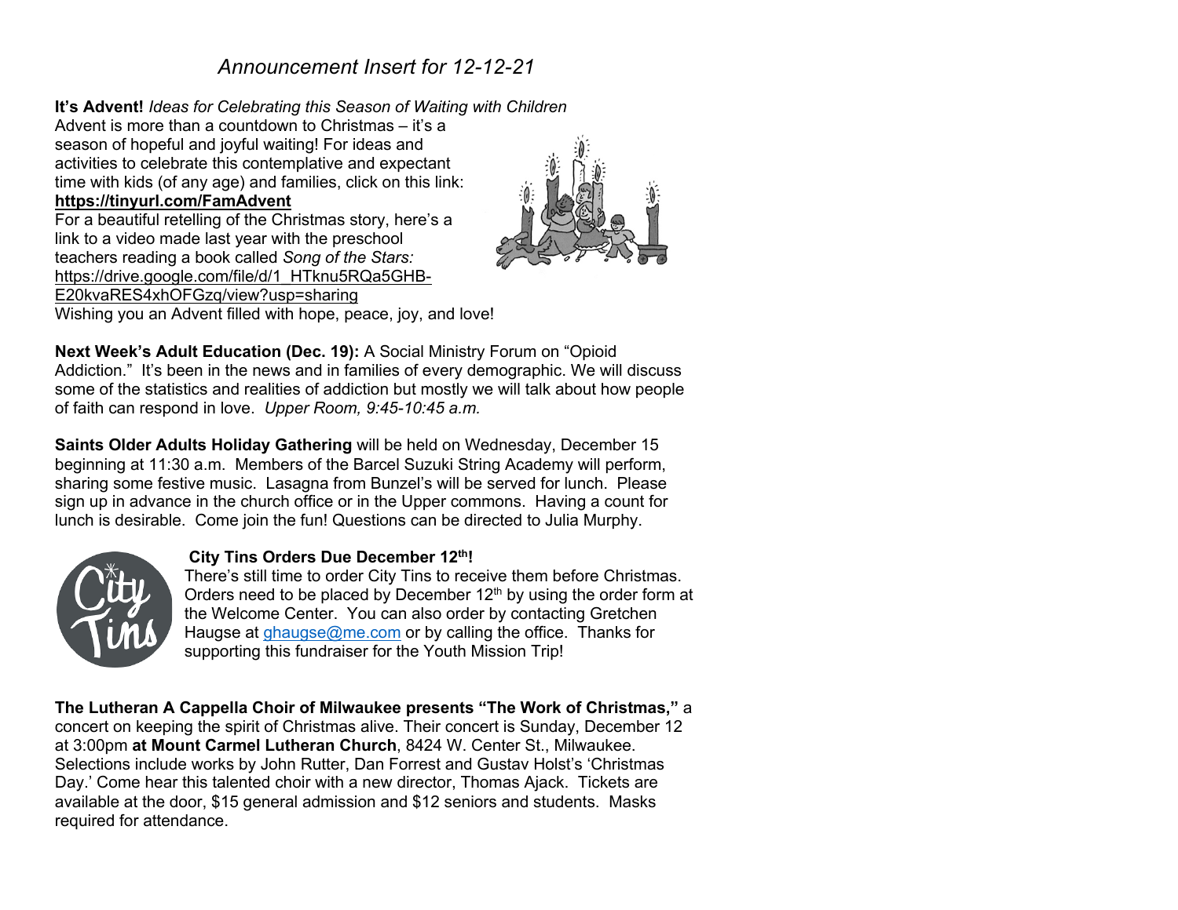*Announcement Insert for 12-12-21*

**It's Advent!** *Ideas for Celebrating this Season of Waiting with Children*

Advent is more than a countdown to Christmas – it's a season of hopeful and joyful waiting! For ideas and activities to celebrate this contemplative and expectant time with kids (of any age) and families, click on this link: **https://tinyurl.com/FamAdvent**

For a beautiful retelling of the Christmas story, here's a link to a video made last year with the preschool teachers reading a book called *Song of the Stars:* https://drive.google.com/file/d/1_HTknu5RQa5GHB-E20kvaRES4xhOFGzq/view?usp=sharing

Wishing you an Advent filled with hope, peace, joy, and love!

**Next Week's Adult Education (Dec. 19):** A Social Ministry Forum on "Opioid Addiction." It's been in the news and in families of every demographic. We will discuss some of the statistics and realities of addiction but mostly we will talk about how people of faith can respond in love. *Upper Room, 9:45-10:45 a.m.*

**Saints Older Adults Holiday Gathering** will be held on Wednesday, December 15 beginning at 11:30 a.m. Members of the Barcel Suzuki String Academy will perform, sharing some festive music. Lasagna from Bunzel's will be served for lunch. Please sign up in advance in the church office or in the Upper commons. Having a count for lunch is desirable. Come join the fun! Questions can be directed to Julia Murphy.

**City Tins Orders Due December 12th!**

There's still time to order City Tins to receive them before Christmas. Orders need to be placed by December 12th by using the order form at the Welcome Center. You can also order by contacting Gretchen Haugse at ghaugse@me.com or by calling the office. Thanks for supporting this fundraiser for the Youth Mission Trip!

**The Lutheran A Cappella Choir of Milwaukee presents "The Work of Christmas,"** a concert on keeping the spirit of Christmas alive. Their concert is Sunday, December 12 at 3:00pm **at Mount Carmel Lutheran Church**, 8424 W. Center St., Milwaukee. Selections include works by John Rutter, Dan Forrest and Gustav Holst's 'Christmas Day.' Come hear this talented choir with a new director, Thomas Ajack. Tickets are available at the door, $15 general admission and $12 seniors and students. Masks required for attendance.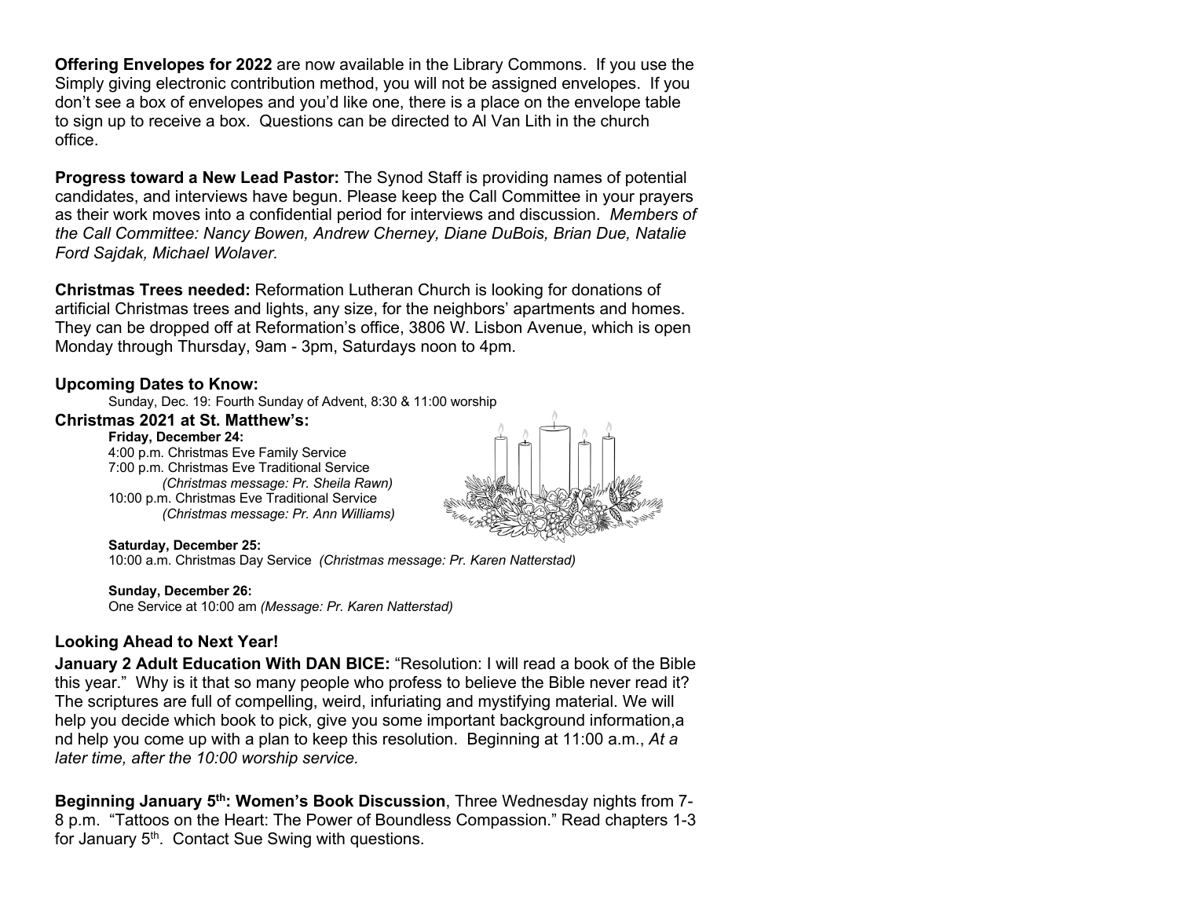**Offering Envelopes for 2022** are now available in the Library Commons. If you use the Simply giving electronic contribution method, you will not be assigned envelopes. If you don't see a box of envelopes and you'd like one, there is a place on the envelope table to sign up to receive a box. Questions can be directed to Al Van Lith in the church office.

**Progress toward a New Lead Pastor:** The Synod Staff is providing names of potential candidates, and interviews have begun. Please keep the Call Committee in your prayers as their work moves into a confidential period for interviews and discussion. *Members of the Call Committee: Nancy Bowen, Andrew Cherney, Diane DuBois, Brian Due, Natalie Ford Sajdak, Michael Wolaver.*

**Christmas Trees needed:** Reformation Lutheran Church is looking for donations of artificial Christmas trees and lights, any size, for the neighbors' apartments and homes. They can be dropped off at Reformation's office, 3806 W. Lisbon Avenue, which is open Monday through Thursday, 9am - 3pm, Saturdays noon to 4pm.

### Upcoming Dates to Know:

Sunday, Dec. 19: Fourth Sunday of Advent, 8:30 & 11:00 worship

### Christmas 2021 at St. Matthew's:

**Friday, December 24:**
4:00 p.m. Christmas Eve Family Service
7:00 p.m. Christmas Eve Traditional Service
*(Christmas message: Pr. Sheila Rawn)*
10:00 p.m. Christmas Eve Traditional Service
*(Christmas message: Pr. Ann Williams)*

**Saturday, December 25:**
10:00 a.m. Christmas Day Service *(Christmas message: Pr. Karen Natterstad)*

**Sunday, December 26:**
One Service at 10:00 am *(Message: Pr. Karen Natterstad)*

### Looking Ahead to Next Year!

**January 2 Adult Education With DAN BICE:** "Resolution: I will read a book of the Bible this year." Why is it that so many people who profess to believe the Bible never read it? The scriptures are full of compelling, weird, infuriating and mystifying material. We will help you decide which book to pick, give you some important background information,a nd help you come up with a plan to keep this resolution. Beginning at 11:00 a.m., *At a later time, after the 10:00 worship service.*

**Beginning January 5th: Women's Book Discussion**, Three Wednesday nights from 7-8 p.m. "Tattoos on the Heart: The Power of Boundless Compassion." Read chapters 1-3 for January 5th. Contact Sue Swing with questions.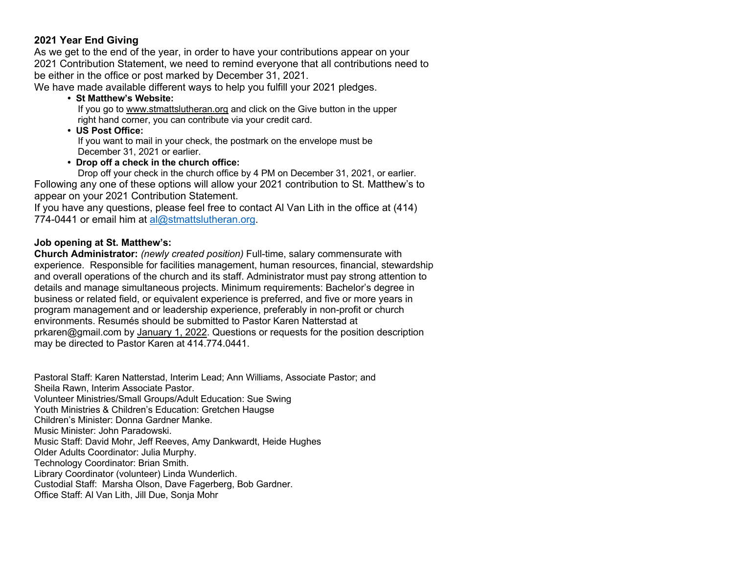**2021 Year End Giving**

As we get to the end of the year, in order to have your contributions appear on your 2021 Contribution Statement, we need to remind everyone that all contributions need to be either in the office or post marked by December 31, 2021.

We have made available different ways to help you fulfill your 2021 pledges.

- **St Matthew's Website:**
  If you go to www.stmattslutheran.org and click on the Give button in the upper right hand corner, you can contribute via your credit card.
- **US Post Office:**
  If you want to mail in your check, the postmark on the envelope must be December 31, 2021 or earlier.
- **Drop off a check in the church office:**
  Drop off your check in the church office by 4 PM on December 31, 2021, or earlier.

Following any one of these options will allow your 2021 contribution to St. Matthew's to appear on your 2021 Contribution Statement.

If you have any questions, please feel free to contact Al Van Lith in the office at (414) 774-0441 or email him at al@stmattslutheran.org.

**Job opening at St. Matthew's:**

**Church Administrator:** *(newly created position)* Full-time, salary commensurate with experience. Responsible for facilities management, human resources, financial, stewardship and overall operations of the church and its staff. Administrator must pay strong attention to details and manage simultaneous projects. Minimum requirements: Bachelor's degree in business or related field, or equivalent experience is preferred, and five or more years in program management and or leadership experience, preferably in non-profit or church environments. Resumés should be submitted to Pastor Karen Natterstad at prkaren@gmail.com by January 1, 2022. Questions or requests for the position description may be directed to Pastor Karen at 414.774.0441.

Pastoral Staff: Karen Natterstad, Interim Lead; Ann Williams, Associate Pastor; and Sheila Rawn, Interim Associate Pastor.
Volunteer Ministries/Small Groups/Adult Education: Sue Swing
Youth Ministries & Children's Education: Gretchen Haugse
Children's Minister: Donna Gardner Manke.
Music Minister: John Paradowski.
Music Staff: David Mohr, Jeff Reeves, Amy Dankwardt, Heide Hughes
Older Adults Coordinator: Julia Murphy.
Technology Coordinator: Brian Smith.
Library Coordinator (volunteer) Linda Wunderlich.
Custodial Staff: Marsha Olson, Dave Fagerberg, Bob Gardner.
Office Staff: Al Van Lith, Jill Due, Sonja Mohr